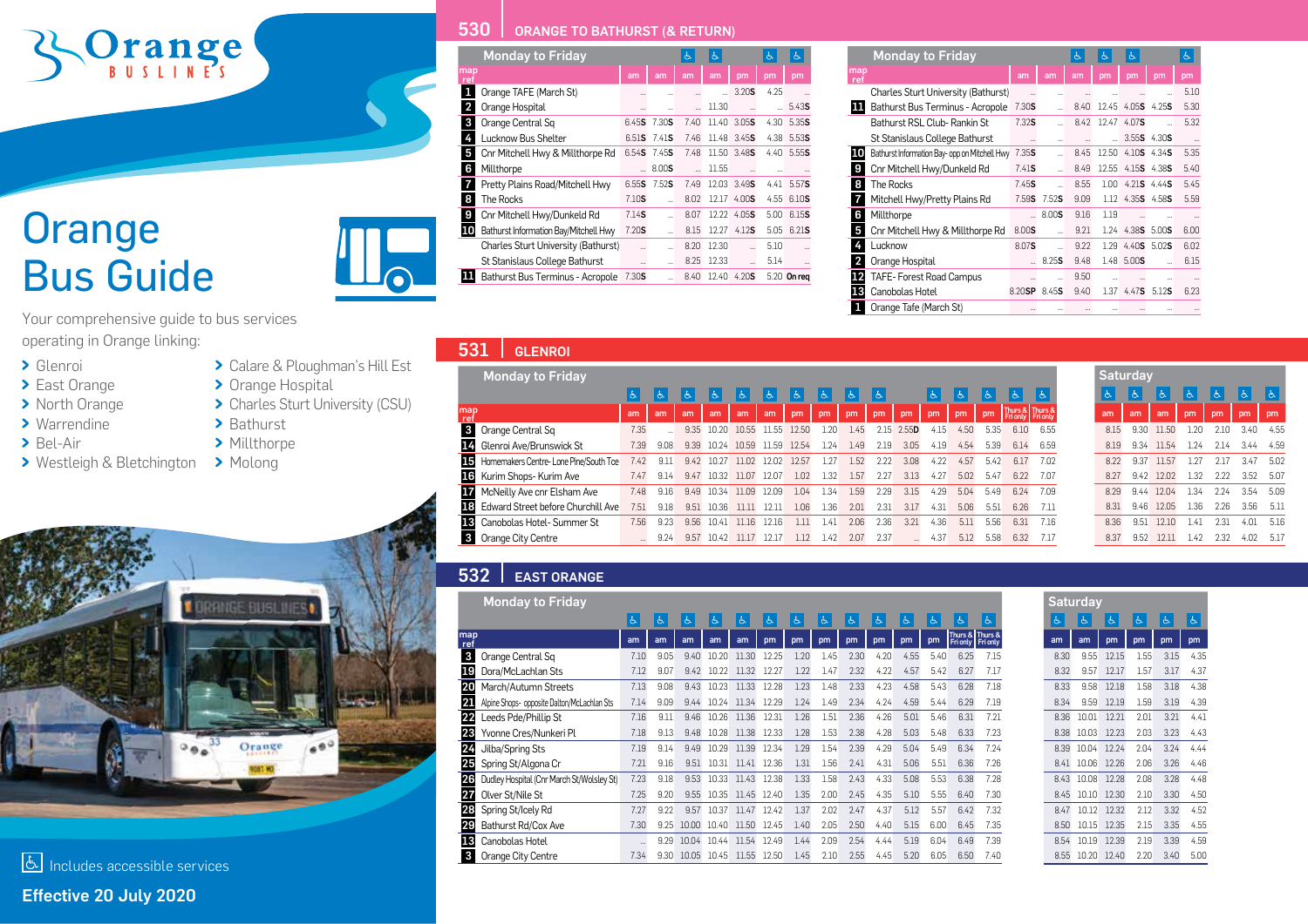# Orange Buslines

# Orange Bus Guide

Your comprehensive guide to bus services operating in Orange linking:

- Glenroi
- East Orange
- North Orange
- Warrendine
- Bel-Air
- Westleigh & Bletchington
- Calare & Ploughman's Hill Est
- Orange Hospital
- Charles Sturt University (CSU)
- Bathurst
- Millthorpe
- Molong

♿ Includes accessible services

**Effective 20 July 2020**

## 530 ORANGE TO BATHURST (& RETURN)

### Monday to Friday

| map ref | | am | am | am | am | pm | pm | pm |
|---|---|---|---|---|---|---|---|---|
| | | | | ♿ | ♿ | | ♿ | ♿ |
| 1 | Orange TAFE (March St) | ... | ... | | | 3.20S | 4.25 | ... |
| 2 | Orange Hospital | ... | ... | ... | 11.30 | | ... | 5.43S |
| 3 | Orange Central Sq | 6.45S | 7.30S | 7.40 | 11.40 | 3.05S | 4.30 | 5.35S |
| 4 | Lucknow Bus Shelter | 6.51S | 7.41S | 7.46 | 11.48 | 3.45S | 4.38 | 5.53S |
| 5 | Cnr Mitchell Hwy & Millthorpe Rd | 6.54S | 7.45S | 7.48 | 11.50 | 3.48S | 4.40 | 5.55S |
| 6 | Millthorpe | ... | 8.00S | ... | 11.55 | ... | ... | ... |
| 7 | Pretty Plains Road/Mitchell Hwy | 6.55S | 7.52S | 7.49 | 12.03 | 3.49S | 4.41 | 5.57S |
| 8 | The Rocks | 7.10S | ... | 8.02 | 12.17 | 4.00S | 4.55 | 6.10S |
| 9 | Cnr Mitchell Hwy/Dunkeld Rd | 7.14S | ... | 8.07 | 12.22 | 4.05S | 5.00 | 6.15S |
| 10 | Bathurst Information Bay/Mitchell Hwy | 7.20S | ... | 8.15 | 12.27 | 4.12S | 5.05 | 6.21S |
| | Charles Sturt University (Bathurst) | ... | ... | 8.20 | 12.30 | ... | 5.10 | ... |
| | St Stanislaus College Bathurst | ... | ... | 8.25 | 12.33 | ... | 5.14 | ... |
| 11 | Bathurst Bus Terminus - Acropole | 7.30S | ... | 8.40 | 12.40 | 4.20S | 5.20 | On req |

### Monday to Friday

| map ref | | am | am | am | pm | pm | pm | pm |
|---|---|---|---|---|---|---|---|---|
| | | | | ♿ | ♿ | ♿ | | ♿ |
| | Charles Sturt University (Bathurst) | ... | ... | ... | ... | ... | ... | 5.10 |
| 11 | Bathurst Bus Terminus - Acropole | 7.30S | ... | 8.40 | 12.45 | 4.05S | 4.25S | 5.30 |
| | Bathurst RSL Club- Rankin St | 7.32S | ... | 8.42 | 12.47 | 4.07S | ... | 5.32 |
| | St Stanislaus College Bathurst | ... | ... | ... | ... | 3.55S | 4.30S | ... |
| 10 | Bathurst Information Bay- opp on Mitchell Hwy | 7.35S | ... | 8.45 | 12.50 | 4.10S | 4.34S | 5.35 |
| 9 | Cnr Mitchell Hwy/Dunkeld Rd | 7.41S | ... | 8.49 | 12.55 | 4.15S | 4.38S | 5.40 |
| 8 | The Rocks | 7.45S | ... | 8.55 | 1.00 | 4.21S | 4.44S | 5.45 |
| 7 | Mitchell Hwy/Pretty Plains Rd | 7.59S | 7.52S | 9.09 | 1.12 | 4.35S | 4.58S | 5.59 |
| 6 | Millthorpe | ... | 8.00S | 9.16 | 1.19 | ... | ... | ... |
| 5 | Cnr Mitchell Hwy & Millthorpe Rd | 8.00S | ... | 9.21 | 1.24 | 4.38S | 5.00S | 6.00 |
| 4 | Lucknow | 8.07S | ... | 9.22 | 1.29 | 4.40S | 5.02S | 6.02 |
| 2 | Orange Hospital | ... | 8.25S | 9.48 | 1.48 | 5.00S | ... | 6.15 |
| 12 | TAFE- Forest Road Campus | ... | ... | 9.50 | ... | ... | ... | ... |
| 13 | Canobolas Hotel | 8.20SP | 8.45S | 9.40 | 1.37 | 4.47S | 5.12S | 6.23 |
| 1 | Orange Tafe (March St) | ... | ... | ... | ... | ... | ... | ... |

## 531 GLENROI

### Monday to Friday

| map ref | | am | am | am | am | am | am | pm | pm | pm | pm | pm | pm | pm | pm | Thurs & Fri only | Thurs & Fri only |
|---|---|---|---|---|---|---|---|---|---|---|---|---|---|---|---|---|---|
| | | ♿ | ♿ | ♿ | ♿ | ♿ | ♿ | ♿ | ♿ | ♿ | ♿ | | ♿ | ♿ | ♿ | ♿ | ♿ |
| 3 | Orange Central Sq | 7.35 | ... | 9.35 | 10.20 | 10.55 | 11.55 | 12.50 | 1.20 | 1.45 | 2.15 | 2.55D | 4.15 | 4.50 | 5.35 | 6.10 | 6.55 |
| 14 | Glenroi Ave/Brunswick St | 7.39 | 9.08 | 9.39 | 10.24 | 10.59 | 11.59 | 12.54 | 1.24 | 1.49 | 2.19 | 3.05 | 4.19 | 4.54 | 5.39 | 6.14 | 6.59 |
| 15 | Homemakers Centre- Lone Pine/South Tce | 7.42 | 9.11 | 9.42 | 10.27 | 11.02 | 12.02 | 12.57 | 1.27 | 1.52 | 2.22 | 3.08 | 4.22 | 4.57 | 5.42 | 6.17 | 7.02 |
| 16 | Kurim Shops- Kurim Ave | 7.47 | 9.14 | 9.47 | 10.32 | 11.07 | 12.07 | 1.02 | 1.32 | 1.57 | 2.27 | 3.13 | 4.27 | 5.02 | 5.47 | 6.22 | 7.07 |
| 17 | McNeilly Ave cnr Elsham Ave | 7.48 | 9.16 | 9.49 | 10.34 | 11.09 | 12.09 | 1.04 | 1.34 | 1.59 | 2.29 | 3.15 | 4.29 | 5.04 | 5.49 | 6.24 | 7.09 |
| 18 | Edward Street before Churchill Ave | 7.51 | 9.18 | 9.51 | 10.36 | 11.11 | 12.11 | 1.06 | 1.36 | 2.01 | 2.31 | 3.17 | 4.31 | 5.06 | 5.51 | 6.26 | 7.11 |
| 13 | Canobolas Hotel- Summer St | 7.56 | 9.23 | 9.56 | 10.41 | 11.16 | 12.16 | 1.11 | 1.41 | 2.06 | 2.36 | 3.21 | 4.36 | 5.11 | 5.56 | 6.31 | 7.16 |
| 3 | Orange City Centre | ... | 9.24 | 9.57 | 10.42 | 11.17 | 12.17 | 1.12 | 1.42 | 2.07 | 2.37 | ... | 4.37 | 5.12 | 5.58 | 6.32 | 7.17 |

### Saturday

| am | am | am | pm | pm | pm | pm |
|---|---|---|---|---|---|---|
| ♿ | ♿ | ♿ | ♿ | ♿ | ♿ | ♿ |
| 8.15 | 9.30 | 11.50 | 1.20 | 2.10 | 3.40 | 4.55 |
| 8.19 | 9.34 | 11.54 | 1.24 | 2.14 | 3.44 | 4.59 |
| 8.22 | 9.37 | 11.57 | 1.27 | 2.17 | 3.47 | 5.02 |
| 8.27 | 9.42 | 12.02 | 1.32 | 2.22 | 3.52 | 5.07 |
| 8.29 | 9.44 | 12.04 | 1.34 | 2.24 | 3.54 | 5.09 |
| 8.31 | 9.46 | 12.05 | 1.36 | 2.26 | 3.56 | 5.11 |
| 8.36 | 9.51 | 12.10 | 1.41 | 2.31 | 4.01 | 5.16 |
| 8.37 | 9.52 | 12.11 | 1.42 | 2.32 | 4.02 | 5.17 |

## 532 EAST ORANGE

### Monday to Friday

| map ref | | am | am | am | am | am | pm | pm | pm | pm | pm | pm | pm | Thurs & Fri only | Thurs & Fri only |
|---|---|---|---|---|---|---|---|---|---|---|---|---|---|---|---|
| | | ♿ | ♿ | ♿ | ♿ | ♿ | ♿ | ♿ | ♿ | ♿ | ♿ | ♿ | ♿ | ♿ | ♿ |
| 3 | Orange Central Sq | 7.10 | 9.05 | 9.40 | 10.20 | 11.30 | 12.25 | 1.20 | 1.45 | 2.30 | 4.20 | 4.55 | 5.40 | 6.25 | 7.15 |
| 19 | Dora/McLachlan Sts | 7.12 | 9.07 | 9.42 | 10.22 | 11.32 | 12.27 | 1.22 | 1.47 | 2.32 | 4.22 | 4.57 | 5.42 | 6.27 | 7.17 |
| 20 | March/Autumn Streets | 7.13 | 9.08 | 9.43 | 10.23 | 11.33 | 12.28 | 1.23 | 1.48 | 2.33 | 4.23 | 4.58 | 5.43 | 6.28 | 7.18 |
| 21 | Alpine Shops- opposite Dalton/McLachlan Sts | 7.14 | 9.09 | 9.44 | 10.24 | 11.34 | 12.29 | 1.24 | 1.49 | 2.34 | 4.24 | 4.59 | 5.44 | 6.29 | 7.19 |
| 22 | Leeds Pde/Phillip St | 7.16 | 9.11 | 9.46 | 10.26 | 11.36 | 12.31 | 1.26 | 1.51 | 2.36 | 4.26 | 5.01 | 5.46 | 6.31 | 7.21 |
| 23 | Yvonne Cres/Nunkeri Pl | 7.18 | 9.13 | 9.48 | 10.28 | 11.38 | 12.33 | 1.28 | 1.53 | 2.38 | 4.28 | 5.03 | 5.48 | 6.33 | 7.23 |
| 24 | Jilba/Spring Sts | 7.19 | 9.14 | 9.49 | 10.29 | 11.39 | 12.34 | 1.29 | 1.54 | 2.39 | 4.29 | 5.04 | 5.49 | 6.34 | 7.24 |
| 25 | Spring St/Algona Cr | 7.21 | 9.16 | 9.51 | 10.31 | 11.41 | 12.36 | 1.31 | 1.56 | 2.41 | 4.31 | 5.06 | 5.51 | 6.36 | 7.26 |
| 26 | Dudley Hospital (Cnr March St/Wolsley St) | 7.23 | 9.18 | 9.53 | 10.33 | 11.43 | 12.38 | 1.33 | 1.58 | 2.43 | 4.33 | 5.08 | 5.53 | 6.38 | 7.28 |
| 27 | Olver St/Nile St | 7.25 | 9.20 | 9.55 | 10.35 | 11.45 | 12.40 | 1.35 | 2.00 | 2.45 | 4.35 | 5.10 | 5.55 | 6.40 | 7.30 |
| 28 | Spring St/Icely Rd | 7.27 | 9.22 | 9.57 | 10.37 | 11.47 | 12.42 | 1.37 | 2.02 | 2.47 | 4.37 | 5.12 | 5.57 | 6.42 | 7.32 |
| 29 | Bathurst Rd/Cox Ave | 7.30 | 9.25 | 10.00 | 10.40 | 11.50 | 12.45 | 1.40 | 2.05 | 2.50 | 4.40 | 5.15 | 6.00 | 6.45 | 7.35 |
| 13 | Canobolas Hotel | ... | 9.29 | 10.04 | 10.44 | 11.54 | 12.49 | 1.44 | 2.09 | 2.54 | 4.44 | 5.19 | 6.04 | 6.49 | 7.39 |
| 3 | Orange City Centre | 7.34 | 9.30 | 10.05 | 10.45 | 11.55 | 12.50 | 1.45 | 2.10 | 2.55 | 4.45 | 5.20 | 6.05 | 6.50 | 7.40 |

### Saturday

| am | am | pm | pm | pm | pm |
|---|---|---|---|---|---|
| ♿ | ♿ | ♿ | ♿ | ♿ | ♿ |
| 8.30 | 9.55 | 12.15 | 1.55 | 3.15 | 4.35 |
| 8.32 | 9.57 | 12.17 | 1.57 | 3.17 | 4.37 |
| 8.33 | 9.58 | 12.18 | 1.58 | 3.18 | 4.38 |
| 8.34 | 9.59 | 12.19 | 1.59 | 3.19 | 4.39 |
| 8.36 | 10.01 | 12.21 | 2.01 | 3.21 | 4.41 |
| 8.38 | 10.03 | 12.23 | 2.03 | 3.23 | 4.43 |
| 8.39 | 10.04 | 12.24 | 2.04 | 3.24 | 4.44 |
| 8.41 | 10.06 | 12.26 | 2.06 | 3.26 | 4.46 |
| 8.43 | 10.08 | 12.28 | 2.08 | 3.28 | 4.48 |
| 8.45 | 10.10 | 12.30 | 2.10 | 3.30 | 4.50 |
| 8.47 | 10.12 | 12.32 | 2.12 | 3.32 | 4.52 |
| 8.50 | 10.15 | 12.35 | 2.15 | 3.35 | 4.55 |
| 8.54 | 10.19 | 12.39 | 2.19 | 3.39 | 4.59 |
| 8.55 | 10.20 | 12.40 | 2.20 | 3.40 | 5.00 |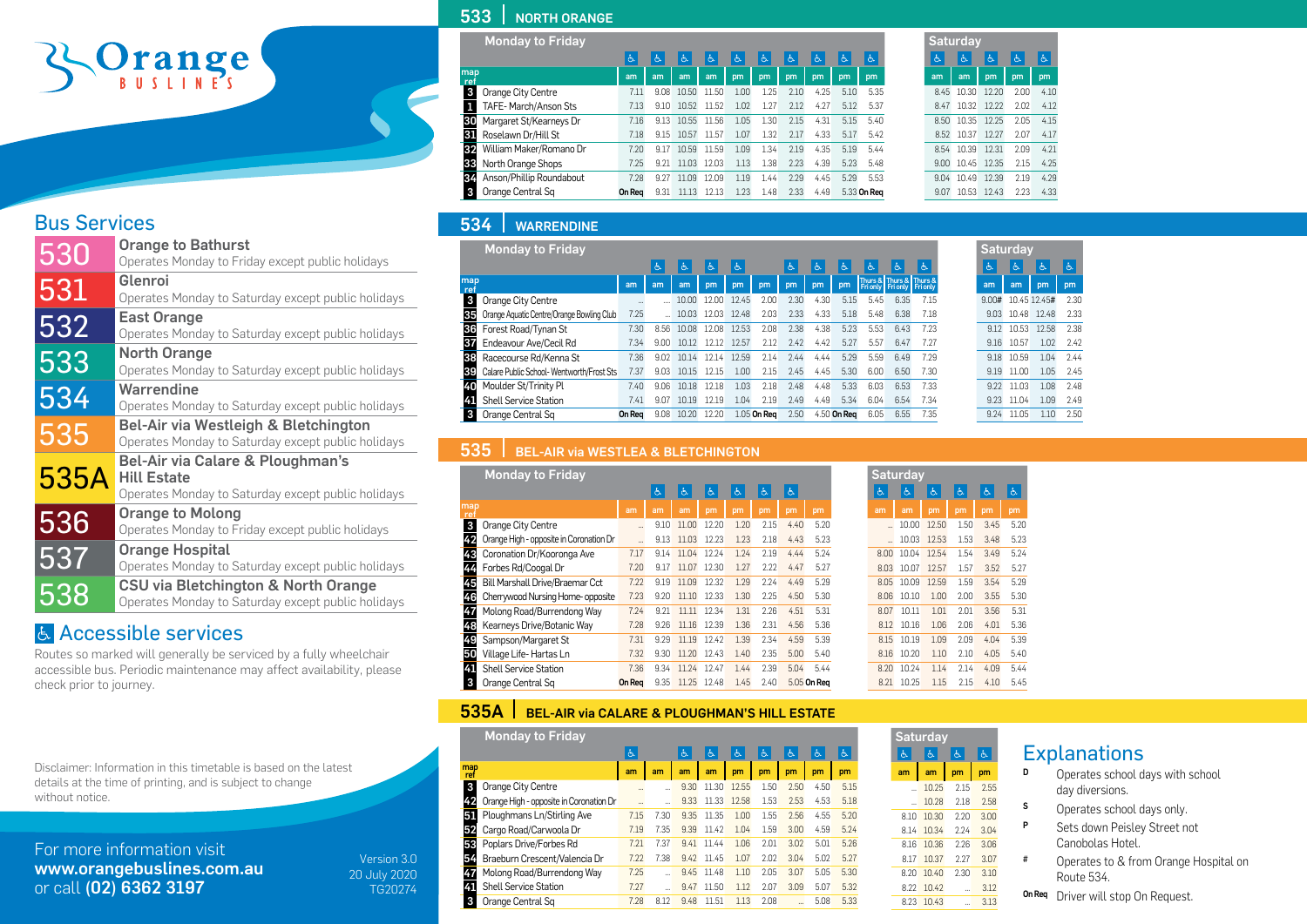# Orange BUSLINES

## Bus Services

| Route | Service |
|---|---|
| 530 | **Orange to Bathurst** Operates Monday to Friday except public holidays |
| 531 | **Glenroi** Operates Monday to Saturday except public holidays |
| 532 | **East Orange** Operates Monday to Saturday except public holidays |
| 533 | **North Orange** Operates Monday to Saturday except public holidays |
| 534 | **Warrendine** Operates Monday to Saturday except public holidays |
| 535 | **Bel-Air via Westleigh & Bletchington** Operates Monday to Saturday except public holidays |
| 535A | **Bel-Air via Calare & Ploughman's Hill Estate** Operates Monday to Saturday except public holidays |
| 536 | **Orange to Molong** Operates Monday to Friday except public holidays |
| 537 | **Orange Hospital** Operates Monday to Saturday except public holidays |
| 538 | **CSU via Bletchington & North Orange** Operates Monday to Saturday except public holidays |

## ♿ Accessible services

Routes so marked will generally be serviced by a fully wheelchair accessible bus. Periodic maintenance may affect availability, please check prior to journey.

Disclaimer: Information in this timetable is based on the latest details at the time of printing, and is subject to change without notice.

For more information visit **www.orangebuslines.com.au** or call **(02) 6362 3197**

Version 3.0
20 July 2020
TG20274

## 533 | NORTH ORANGE

| map ref | Monday to Friday | am ♿ | am ♿ | am ♿ | am ♿ | pm ♿ | pm ♿ | pm ♿ | pm ♿ | pm ♿ | pm ♿ | Saturday am ♿ | am ♿ | pm ♿ | pm ♿ | pm ♿ |
|---|---|---|---|---|---|---|---|---|---|---|---|---|---|---|---|---|
| 3 | Orange City Centre | 7.11 | 9.08 | 10.50 | 11.50 | 1.00 | 1.25 | 2.10 | 4.25 | 5.10 | 5.35 | 8.45 | 10.30 | 12.20 | 2.00 | 4.10 |
| 1 | TAFE- March/Anson Sts | 7.13 | 9.10 | 10.52 | 11.52 | 1.02 | 1.27 | 2.12 | 4.27 | 5.12 | 5.37 | 8.47 | 10.32 | 12.22 | 2.02 | 4.12 |
| 30 | Margaret St/Kearneys Dr | 7.16 | 9.13 | 10.55 | 11.56 | 1.05 | 1.30 | 2.15 | 4.31 | 5.15 | 5.40 | 8.50 | 10.35 | 12.25 | 2.05 | 4.15 |
| 31 | Roselawn Dr/Hill St | 7.18 | 9.15 | 10.57 | 11.57 | 1.07 | 1.32 | 2.17 | 4.33 | 5.17 | 5.42 | 8.52 | 10.37 | 12.27 | 2.07 | 4.17 |
| 32 | William Maker/Romano Dr | 7.20 | 9.17 | 10.59 | 11.59 | 1.09 | 1.34 | 2.19 | 4.35 | 5.19 | 5.44 | 8.54 | 10.39 | 12.31 | 2.09 | 4.21 |
| 33 | North Orange Shops | 7.25 | 9.21 | 11.03 | 12.03 | 1.13 | 1.38 | 2.23 | 4.39 | 5.23 | 5.48 | 9.00 | 10.45 | 12.35 | 2.15 | 4.25 |
| 34 | Anson/Phillip Roundabout | 7.28 | 9.27 | 11.09 | 12.09 | 1.19 | 1.44 | 2.29 | 4.45 | 5.29 | 5.53 | 9.04 | 10.49 | 12.39 | 2.19 | 4.29 |
| 3 | Orange Central Sq | On Req | 9.31 | 11.13 | 12.13 | 1.23 | 1.48 | 2.33 | 4.49 | 5.33 | On Req | 9.07 | 10.53 | 12.43 | 2.23 | 4.33 |

## 534 | WARRENDINE

| map ref | Monday to Friday | am | am ♿ | am ♿ | pm ♿ | pm ♿ | pm | pm ♿ | pm ♿ | pm ♿ | Thurs & Fri only ♿ | Thurs & Fri only ♿ | Thurs & Fri only ♿ | Saturday am ♿ | am ♿ | pm ♿ | pm ♿ |
|---|---|---|---|---|---|---|---|---|---|---|---|---|---|---|---|---|---|
| 3 | Orange City Centre | ... | ... | 10.00 | 12.00 | 12.45 | 2.00 | 2.30 | 4.30 | 5.15 | 5.45 | 6.35 | 7.15 | 9.00# | 10.45 | 12.45# | 2.30 |
| 35 | Orange Aquatic Centre/Orange Bowling Club | 7.25 | ... | 10.03 | 12.03 | 12.48 | 2.03 | 2.33 | 4.33 | 5.18 | 5.48 | 6.38 | 7.18 | 9.03 | 10.48 | 12.48 | 2.33 |
| 36 | Forest Road/Tynan St | 7.30 | 8.56 | 10.08 | 12.08 | 12.53 | 2.08 | 2.38 | 4.38 | 5.23 | 5.53 | 6.43 | 7.23 | 9.12 | 10.53 | 12.58 | 2.38 |
| 37 | Endeavour Ave/Cecil Rd | 7.34 | 9.00 | 10.12 | 12.12 | 12.57 | 2.12 | 2.42 | 4.42 | 5.27 | 5.57 | 6.47 | 7.27 | 9.16 | 10.57 | 1.02 | 2.42 |
| 38 | Racecourse Rd/Kenna St | 7.36 | 9.02 | 10.14 | 12.14 | 12.59 | 2.14 | 2.44 | 4.44 | 5.29 | 5.59 | 6.49 | 7.29 | 9.18 | 10.59 | 1.04 | 2.44 |
| 39 | Calare Public School- Wentworth/Frost Sts | 7.37 | 9.03 | 10.15 | 12.15 | 1.00 | 2.15 | 2.45 | 4.45 | 5.30 | 6.00 | 6.50 | 7.30 | 9.19 | 11.00 | 1.05 | 2.45 |
| 40 | Moulder St/Trinity Pl | 7.40 | 9.06 | 10.18 | 12.18 | 1.03 | 2.18 | 2.48 | 4.48 | 5.33 | 6.03 | 6.53 | 7.33 | 9.22 | 11.03 | 1.08 | 2.48 |
| 41 | Shell Service Station | 7.41 | 9.07 | 10.19 | 12.19 | 1.04 | 2.19 | 2.49 | 4.49 | 5.34 | 6.04 | 6.54 | 7.34 | 9.23 | 11.04 | 1.09 | 2.49 |
| 3 | Orange Central Sq | On Req | 9.08 | 10.20 | 12.20 | 1.05 | On Req | 2.50 | 4.50 | On Req | 6.05 | 6.55 | 7.35 | 9.24 | 11.05 | 1.10 | 2.50 |

## 535 | BEL-AIR via WESTLEA & BLETCHINGTON

| map ref | Monday to Friday | am | am ♿ | am ♿ | pm ♿ | pm ♿ | pm ♿ | pm ♿ | pm | Saturday am ♿ | am ♿ | pm ♿ | pm ♿ | pm ♿ | pm ♿ |
|---|---|---|---|---|---|---|---|---|---|---|---|---|---|---|---|
| 3 | Orange City Centre | ... | 9.10 | 11.00 | 12.20 | 1.20 | 2.15 | 4.40 | 5.20 | ... | 10.00 | 12.50 | 1.50 | 3.45 | 5.20 |
| 42 | Orange High - opposite in Coronation Dr | ... | 9.13 | 11.03 | 12.23 | 1.23 | 2.18 | 4.43 | 5.23 | ... | 10.03 | 12.53 | 1.53 | 3.48 | 5.23 |
| 43 | Coronation Dr/Kooronga Ave | 7.17 | 9.14 | 11.04 | 12.24 | 1.24 | 2.19 | 4.44 | 5.24 | 8.00 | 10.04 | 12.54 | 1.54 | 3.49 | 5.24 |
| 44 | Forbes Rd/Coogal Dr | 7.20 | 9.17 | 11.07 | 12.30 | 1.27 | 2.22 | 4.47 | 5.27 | 8.03 | 10.07 | 12.57 | 1.57 | 3.52 | 5.27 |
| 45 | Bill Marshall Drive/Braemar Cct | 7.22 | 9.19 | 11.09 | 12.32 | 1.29 | 2.24 | 4.49 | 5.29 | 8.05 | 10.09 | 12.59 | 1.59 | 3.54 | 5.29 |
| 46 | Cherrywood Nursing Home- opposite | 7.23 | 9.20 | 11.10 | 12.33 | 1.30 | 2.25 | 4.50 | 5.30 | 8.06 | 10.10 | 1.00 | 2.00 | 3.55 | 5.30 |
| 47 | Molong Road/Burrendong Way | 7.24 | 9.21 | 11.11 | 12.34 | 1.31 | 2.26 | 4.51 | 5.31 | 8.07 | 10.11 | 1.01 | 2.01 | 3.56 | 5.31 |
| 48 | Kearneys Drive/Botanic Way | 7.28 | 9.26 | 11.16 | 12.39 | 1.36 | 2.31 | 4.56 | 5.36 | 8.12 | 10.16 | 1.06 | 2.06 | 4.01 | 5.36 |
| 49 | Sampson/Margaret St | 7.31 | 9.29 | 11.19 | 12.42 | 1.39 | 2.34 | 4.59 | 5.39 | 8.15 | 10.19 | 1.09 | 2.09 | 4.04 | 5.39 |
| 50 | Village Life- Hartas Ln | 7.32 | 9.30 | 11.20 | 12.43 | 1.40 | 2.35 | 5.00 | 5.40 | 8.16 | 10.20 | 1.10 | 2.10 | 4.05 | 5.40 |
| 41 | Shell Service Station | 7.36 | 9.34 | 11.24 | 12.47 | 1.44 | 2.39 | 5.04 | 5.44 | 8.20 | 10.24 | 1.14 | 2.14 | 4.09 | 5.44 |
| 3 | Orange Central Sq | On Req | 9.35 | 11.25 | 12.48 | 1.45 | 2.40 | 5.05 | On Req | 8.21 | 10.25 | 1.15 | 2.15 | 4.10 | 5.45 |

## 535A | BEL-AIR via CALARE & PLOUGHMAN'S HILL ESTATE

| map ref | Monday to Friday | am ♿ | am | am ♿ | am ♿ | pm ♿ | pm ♿ | pm ♿ | pm ♿ | pm ♿ | Saturday am ♿ | am ♿ | pm ♿ | pm ♿ |
|---|---|---|---|---|---|---|---|---|---|---|---|---|---|---|
| 3 | Orange City Centre | ... | ... | 9.30 | 11.30 | 12.55 | 1.50 | 2.50 | 4.50 | 5.15 | ... | 10.25 | 2.15 | 2.55 |
| 42 | Orange High - opposite in Coronation Dr | ... | ... | 9.33 | 11.33 | 12.58 | 1.53 | 2.53 | 4.53 | 5.18 | ... | 10.28 | 2.18 | 2.58 |
| 51 | Ploughmans Ln/Stirling Ave | 7.15 | 7.30 | 9.35 | 11.35 | 1.00 | 1.55 | 2.56 | 4.55 | 5.20 | 8.10 | 10.30 | 2.20 | 3.00 |
| 52 | Cargo Road/Carwoola Dr | 7.19 | 7.35 | 9.39 | 11.42 | 1.04 | 1.59 | 3.00 | 4.59 | 5.24 | 8.14 | 10.34 | 2.24 | 3.04 |
| 53 | Poplars Drive/Forbes Rd | 7.21 | 7.37 | 9.41 | 11.44 | 1.06 | 2.01 | 3.02 | 5.01 | 5.26 | 8.16 | 10.36 | 2.26 | 3.06 |
| 54 | Braeburn Crescent/Valencia Dr | 7.22 | 7.38 | 9.42 | 11.45 | 1.07 | 2.02 | 3.04 | 5.02 | 5.27 | 8.17 | 10.37 | 2.27 | 3.07 |
| 47 | Molong Road/Burrendong Way | 7.25 | ... | 9.45 | 11.48 | 1.10 | 2.05 | 3.07 | 5.05 | 5.30 | 8.20 | 10.40 | 2.30 | 3.10 |
| 41 | Shell Service Station | 7.27 | ... | 9.47 | 11.50 | 1.12 | 2.07 | 3.09 | 5.07 | 5.32 | 8.22 | 10.42 | ... | 3.12 |
| 3 | Orange Central Sq | 7.28 | 8.12 | 9.48 | 11.51 | 1.13 | 2.08 | ... | 5.08 | 5.33 | 8.23 | 10.43 | ... | 3.13 |

## Explanations

- **D** Operates school days with school day diversions.
- **S** Operates school days only.
- **P** Sets down Peisley Street not Canobolas Hotel.
- **#** Operates to & from Orange Hospital on Route 534.
- **On Req** Driver will stop On Request.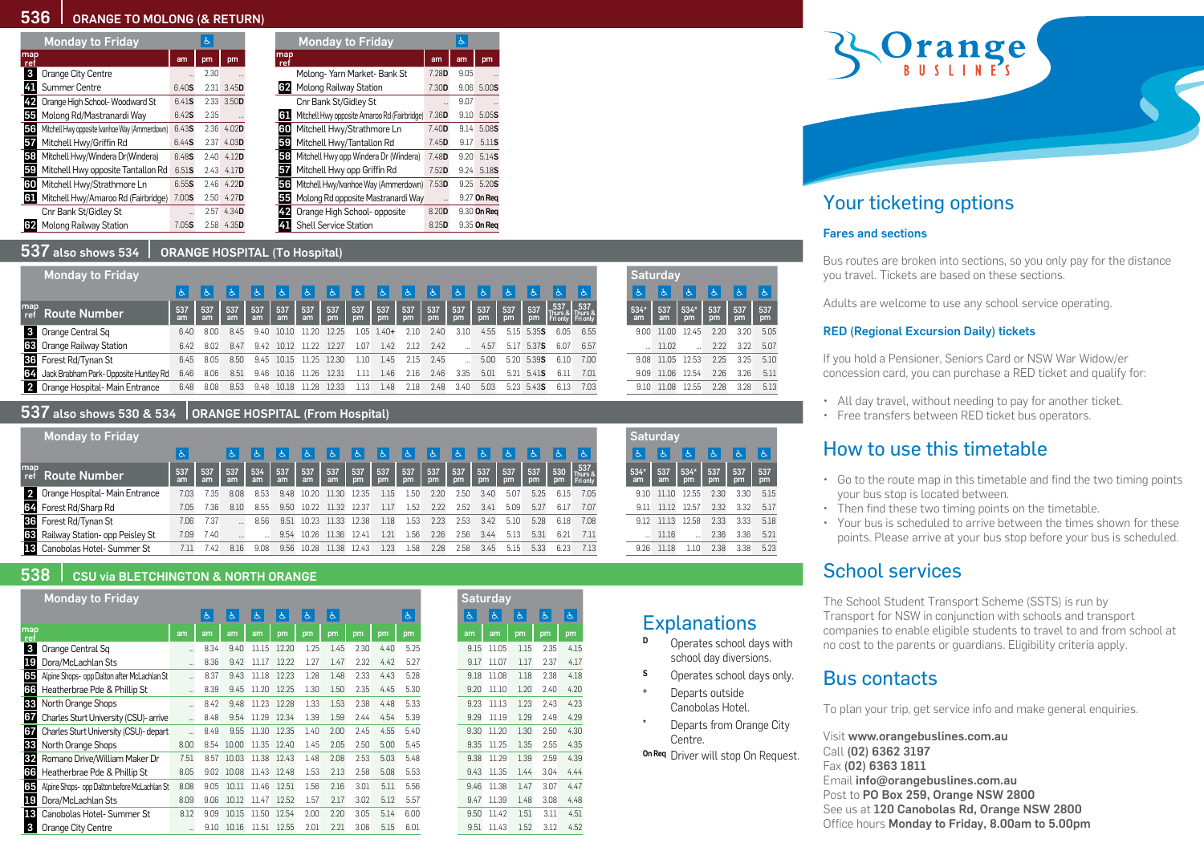## 536 ORANGE TO MOLONG (& RETURN)

**Monday to Friday**

| map ref | | am | pm | pm |
|---|---|---|---|---|
| 3 | Orange City Centre | ... | 2.30 | ... |
| 41 | Summer Centre | 6.40S | 2.31 | 3.45D |
| 42 | Orange High School- Woodward St | 6.41S | 2.33 | 3.50D |
| 55 | Molong Rd/Mastranardi Way | 6.42S | 2.35 | ... |
| 56 | Mitchell Hwy opposite Ivanhoe Way (Ammerdown) | 6.43S | 2.36 | 4.02D |
| 57 | Mitchell Hwy/Griffin Rd | 6.44S | 2.37 | 4.03D |
| 58 | Mitchell Hwy/Windera Dr(Windera) | 6.48S | 2.40 | 4.12D |
| 59 | Mitchell Hwy opposite Tantallon Rd | 6.51S | 2.43 | 4.17D |
| 60 | Mitchell Hwy/Strathmore Ln | 6.55S | 2.46 | 4.22D |
| 61 | Mitchell Hwy/Amaroo Rd (Fairbridge) | 7.00S | 2.50 | 4.27D |
| | Cnr Bank St/Gidley St | ... | 2.57 | 4.34D |
| 62 | Molong Railway Station | 7.05S | 2.58 | 4.35D |

**Monday to Friday**

| map ref | | am | am | pm |
|---|---|---|---|---|
| | Molong- Yarn Market- Bank St | 7.28D | 9.05 | ... |
| 62 | Molong Railway Station | 7.30D | 9.06 | 5.00S |
| | Cnr Bank St/Gidley St | ... | 9.07 | ... |
| 61 | Mitchell Hwy opposite Amaroo Rd (Fairbridge) | 7.36D | 9.10 | 5.05S |
| 60 | Mitchell Hwy/Strathmore Ln | 7.40D | 9.14 | 5.08S |
| 59 | Mitchell Hwy/Tantallon Rd | 7.45D | 9.17 | 5.11S |
| 58 | Mitchell Hwy opp Windera Dr (Windera) | 7.48D | 9.20 | 5.14S |
| 57 | Mitchell Hwy opp Griffin Rd | 7.52D | 9.24 | 5.18S |
| 56 | Mitchell Hwy/Ivanhoe Way (Ammerdown) | 7.53D | 9.25 | 5.20S |
| 55 | Molong Rd opposite Mastranardi Way | ... | 9.27 | On Req |
| 42 | Orange High School- opposite | 8.20D | 9.30 | On Req |
| 41 | Shell Service Station | 8.25D | 9.35 | On Req |

## 537 also shows 534 | ORANGE HOSPITAL (To Hospital)

**Monday to Friday**

| map ref | Route Number | 537 am | 537 am | 537 am | 537 am | 537 am | 537 am | 537 pm | 537 pm | 537 pm | 537 pm | 537 pm | 537 pm | 537 pm | 537 pm | 537 pm | 537 Thurs & Fri only pm | 537 Thurs & Fri only pm |
|---|---|---|---|---|---|---|---|---|---|---|---|---|---|---|---|---|---|---|
| 3 | Orange Central Sq | 6.40 | 8.00 | 8.45 | 9.40 | 10.10 | 11.20 | 12.25 | 1.05 | 1.40+ | 2.10 | 2.40 | 3.10 | 4.55 | 5.15 | 5.35S | 6.05 | 6.55 |
| 63 | Orange Railway Station | 6.42 | 8.02 | 8.47 | 9.42 | 10.12 | 11.22 | 12.27 | 1.07 | 1.42 | 2.12 | 2.42 | ... | 4.57 | 5.17 | 5.37S | 6.07 | 6.57 |
| 36 | Forest Rd/Tynan St | 6.45 | 8.05 | 8.50 | 9.45 | 10.15 | 11.25 | 12.30 | 1.10 | 1.45 | 2.15 | 2.45 | ... | 5.00 | 5.20 | 5.39S | 6.10 | 7.00 |
| 64 | Jack Brabham Park- Opposite Huntley Rd | 6.46 | 8.06 | 8.51 | 9.46 | 10.16 | 11.26 | 12.31 | 1.11 | 1.46 | 2.16 | 2.46 | 3.35 | 5.01 | 5.21 | 5.41S | 6.11 | 7.01 |
| 2 | Orange Hospital- Main Entrance | 6.48 | 8.08 | 8.53 | 9.48 | 10.18 | 11.28 | 12.33 | 1.13 | 1.48 | 2.18 | 2.48 | 3.40 | 5.03 | 5.23 | 5.43S | 6.13 | 7.03 |

**Saturday**

| 534* am | 537 am | 534* pm | 537 pm | 537 pm | 537 pm |
|---|---|---|---|---|---|
| 9.00 | 11.00 | 12.45 | 2.20 | 3.20 | 5.05 |
| ... | 11.02 | ... | 2.22 | 3.22 | 5.07 |
| 9.08 | 11.05 | 12.53 | 2.25 | 3.25 | 5.10 |
| 9.09 | 11.06 | 12.54 | 2.26 | 3.26 | 5.11 |
| 9.10 | 11.08 | 12.55 | 2.28 | 3.28 | 5.13 |

## 537 also shows 530 & 534 | ORANGE HOSPITAL (From Hospital)

**Monday to Friday**

| map ref | Route Number | 537 am | 537 am | 537 am | 534 am | 537 am | 537 am | 537 am | 537 pm | 537 pm | 537 pm | 537 pm | 537 pm | 537 pm | 537 pm | 537 pm | 530 pm | 537 Thurs & Fri only pm |
|---|---|---|---|---|---|---|---|---|---|---|---|---|---|---|---|---|---|---|
| 2 | Orange Hospital- Main Entrance | 7.03 | 7.35 | 8.08 | 8.53 | 9.48 | 10.20 | 11.30 | 12.35 | 1.15 | 1.50 | 2.20 | 2.50 | 3.40 | 5.07 | 5.25 | 6.15 | 7.05 |
| 64 | Forest Rd/Sharp Rd | 7.05 | 7.36 | 8.10 | 8.55 | 9.50 | 10.22 | 11.32 | 12.37 | 1.17 | 1.52 | 2.22 | 2.52 | 3.41 | 5.09 | 5.27 | 6.17 | 7.07 |
| 36 | Forest Rd/Tynan St | 7.06 | 7.37 | ... | 8.56 | 9.51 | 10.23 | 11.33 | 12.38 | 1.18 | 1.53 | 2.23 | 2.53 | 3.42 | 5.10 | 5.28 | 6.18 | 7.08 |
| 63 | Railway Station- opp Peisley St | 7.09 | 7.40 | ... | ... | 9.54 | 10.26 | 11.36 | 12.41 | 1.21 | 1.56 | 2.26 | 2.56 | 3.44 | 5.13 | 5.31 | 6.21 | 7.11 |
| 13 | Canobolas Hotel- Summer St | 7.11 | 7.42 | 8.16 | 9.08 | 9.56 | 10.28 | 11.38 | 12.43 | 1.23 | 1.58 | 2.28 | 2.58 | 3.45 | 5.15 | 5.33 | 6.23 | 7.13 |

**Saturday**

| 534* am | 537 am | 534* pm | 537 pm | 537 pm | 537 pm |
|---|---|---|---|---|---|
| 9.10 | 11.10 | 12.55 | 2.30 | 3.30 | 5.15 |
| 9.11 | 11.12 | 12.57 | 2.32 | 3.32 | 5.17 |
| 9.12 | 11.13 | 12.58 | 2.33 | 3.33 | 5.18 |
| ... | 11.16 | ... | 2.36 | 3.36 | 5.21 |
| 9.26 | 11.18 | 1.10 | 2.38 | 3.38 | 5.23 |

## 538 CSU via BLETCHINGTON & NORTH ORANGE

**Monday to Friday**

| map ref | | am | am | am | am | pm | pm | pm | pm | pm | pm | pm |
|---|---|---|---|---|---|---|---|---|---|---|---|---|
| 3 | Orange Central Sq | ... | 8.34 | 9.40 | 11.15 | 12.20 | 1.25 | 1.45 | 2.30 | 4.40 | 5.25 |
| 19 | Dora/McLachlan Sts | ... | 8.36 | 9.42 | 11.17 | 12.22 | 1.27 | 1.47 | 2.32 | 4.42 | 5.27 |
| 65 | Alpine Shops- opp Dalton after McLachlan St | ... | 8.37 | 9.43 | 11.18 | 12.23 | 1.28 | 1.48 | 2.33 | 4.43 | 5.28 |
| 66 | Heatherbrae Pde & Phillip St | ... | 8.39 | 9.45 | 11.20 | 12.25 | 1.30 | 1.50 | 2.35 | 4.45 | 5.30 |
| 33 | North Orange Shops | ... | 8.42 | 9.48 | 11.23 | 12.28 | 1.33 | 1.53 | 2.38 | 4.48 | 5.33 |
| 67 | Charles Sturt University (CSU)- arrive | ... | 8.48 | 9.54 | 11.29 | 12.34 | 1.39 | 1.59 | 2.44 | 4.54 | 5.39 |
| 67 | Charles Sturt University (CSU)- depart | ... | 8.49 | 9.55 | 11.30 | 12.35 | 1.40 | 2.00 | 2.45 | 4.55 | 5.40 |
| 33 | North Orange Shops | 8.00 | 8.54 | 10.00 | 11.35 | 12.40 | 1.45 | 2.05 | 2.50 | 5.00 | 5.45 |
| 32 | Romano Drive/William Maker Dr | 7.51 | 8.57 | 10.03 | 11.38 | 12.43 | 1.48 | 2.08 | 2.53 | 5.03 | 5.48 |
| 66 | Heatherbrae Pde & Phillip St | 8.05 | 9.02 | 10.08 | 11.43 | 12.48 | 1.53 | 2.13 | 2.58 | 5.08 | 5.53 |
| 65 | Alpine Shops- opp Dalton before McLachlan St | 8.08 | 9.05 | 10.11 | 11.46 | 12.51 | 1.56 | 2.16 | 3.01 | 5.11 | 5.56 |
| 19 | Dora/McLachlan Sts | 8.09 | 9.06 | 10.12 | 11.47 | 12.52 | 1.57 | 2.17 | 3.02 | 5.12 | 5.57 |
| 13 | Canobolas Hotel- Summer St | 8.12 | 9.09 | 10.15 | 11.50 | 12.54 | 2.00 | 2.20 | 3.05 | 5.14 | 6.00 |
| 3 | Orange City Centre | ... | 9.10 | 10.16 | 11.51 | 12.55 | 2.01 | 2.21 | 3.06 | 5.15 | 6.01 |

**Saturday**

| am | am | pm | pm | pm |
|---|---|---|---|---|
| 9.15 | 11.05 | 1.15 | 2.35 | 4.15 |
| 9.17 | 11.07 | 1.17 | 2.37 | 4.17 |
| 9.18 | 11.08 | 1.18 | 2.38 | 4.18 |
| 9.20 | 11.10 | 1.20 | 2.40 | 4.20 |
| 9.23 | 11.13 | 1.23 | 2.43 | 4.23 |
| 9.29 | 11.19 | 1.29 | 2.49 | 4.29 |
| 9.30 | 11.20 | 1.30 | 2.50 | 4.30 |
| 9.35 | 11.25 | 1.35 | 2.55 | 4.35 |
| 9.38 | 11.29 | 1.39 | 2.59 | 4.39 |
| 9.43 | 11.35 | 1.44 | 3.04 | 4.44 |
| 9.46 | 11.38 | 1.47 | 3.07 | 4.47 |
| 9.47 | 11.39 | 1.48 | 3.08 | 4.48 |
| 9.50 | 11.42 | 1.51 | 3.11 | 4.51 |
| 9.51 | 11.43 | 1.52 | 3.12 | 4.52 |

## Explanations

- **D** Operates school days with school day diversions.
- **S** Operates school days only.
- **+** Departs outside Canobolas Hotel.
- **\*** Departs from Orange City Centre.
- **On Req** Driver will stop On Request.

Orange BUSLINES

## Your ticketing options

### Fares and sections

Bus routes are broken into sections, so you only pay for the distance you travel. Tickets are based on these sections.

Adults are welcome to use any school service operating.

### RED (Regional Excursion Daily) tickets

If you hold a Pensioner, Seniors Card or NSW War Widow/er concession card, you can purchase a RED ticket and qualify for:

- All day travel, without needing to pay for another ticket.
- Free transfers between RED ticket bus operators.

## How to use this timetable

- Go to the route map in this timetable and find the two timing points your bus stop is located between.
- Then find these two timing points on the timetable.
- Your bus is scheduled to arrive between the times shown for these points. Please arrive at your bus stop before your bus is scheduled.

## School services

The School Student Transport Scheme (SSTS) is run by Transport for NSW in conjunction with schools and transport companies to enable eligible students to travel to and from school at no cost to the parents or guardians. Eligibility criteria apply.

## Bus contacts

To plan your trip, get service info and make general enquiries.

Visit **www.orangebuslines.com.au**
Call **(02) 6362 3197**
Fax **(02) 6363 1811**
Email **info@orangebuslines.com.au**
Post to **PO Box 259, Orange NSW 2800**
See us at **120 Canobolas Rd, Orange NSW 2800**
Office hours **Monday to Friday, 8.00am to 5.00pm**